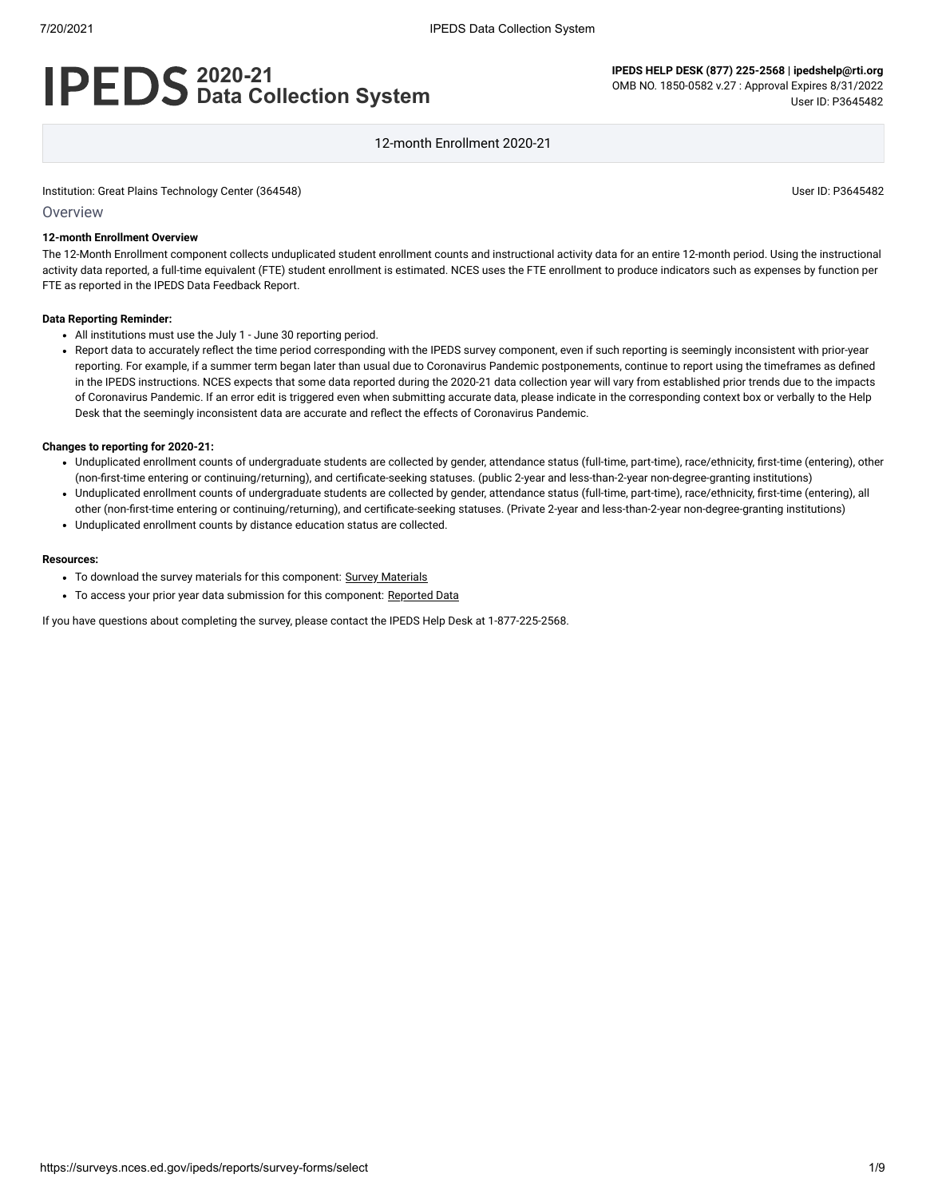# IPEDS 2020-21 Data Collection System

**IPEDS HELP DESK (877) 225-2568** | **ipedshelp@rti.org**
OMB NO. 1850-0582 v.27 : Approval Expires 8/31/2022
User ID: P3645482

12-month Enrollment 2020-21

Institution: Great Plains Technology Center (364548)

User ID: P3645482

## Overview

**12-month Enrollment Overview**

The 12-Month Enrollment component collects unduplicated student enrollment counts and instructional activity data for an entire 12-month period. Using the instructional activity data reported, a full-time equivalent (FTE) student enrollment is estimated. NCES uses the FTE enrollment to produce indicators such as expenses by function per FTE as reported in the IPEDS Data Feedback Report.

**Data Reporting Reminder:**

- All institutions must use the July 1 - June 30 reporting period.
- Report data to accurately reflect the time period corresponding with the IPEDS survey component, even if such reporting is seemingly inconsistent with prior-year reporting. For example, if a summer term began later than usual due to Coronavirus Pandemic postponements, continue to report using the timeframes as defined in the IPEDS instructions. NCES expects that some data reported during the 2020-21 data collection year will vary from established prior trends due to the impacts of Coronavirus Pandemic. If an error edit is triggered even when submitting accurate data, please indicate in the corresponding context box or verbally to the Help Desk that the seemingly inconsistent data are accurate and reflect the effects of Coronavirus Pandemic.

**Changes to reporting for 2020-21:**

- Unduplicated enrollment counts of undergraduate students are collected by gender, attendance status (full-time, part-time), race/ethnicity, first-time (entering), other (non-first-time entering or continuing/returning), and certificate-seeking statuses. (public 2-year and less-than-2-year non-degree-granting institutions)
- Unduplicated enrollment counts of undergraduate students are collected by gender, attendance status (full-time, part-time), race/ethnicity, first-time (entering), all other (non-first-time entering or continuing/returning), and certificate-seeking statuses. (Private 2-year and less-than-2-year non-degree-granting institutions)
- Unduplicated enrollment counts by distance education status are collected.

**Resources:**

- To download the survey materials for this component: Survey Materials
- To access your prior year data submission for this component: Reported Data

If you have questions about completing the survey, please contact the IPEDS Help Desk at 1-877-225-2568.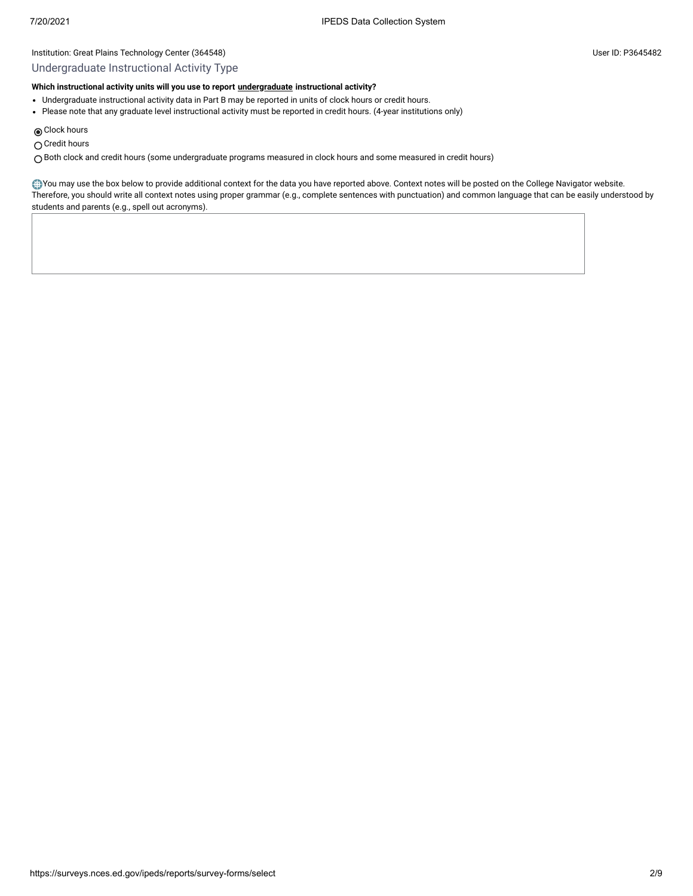Institution: Great Plains Technology Center (364548)

User ID: P3645482

## Undergraduate Instructional Activity Type

**Which instructional activity units will you use to report undergraduate instructional activity?**

- Undergraduate instructional activity data in Part B may be reported in units of clock hours or credit hours.
- Please note that any graduate level instructional activity must be reported in credit hours. (4-year institutions only)

- (●) Clock hours
- ( ) Credit hours
- ( ) Both clock and credit hours (some undergraduate programs measured in clock hours and some measured in credit hours)

You may use the box below to provide additional context for the data you have reported above. Context notes will be posted on the College Navigator website. Therefore, you should write all context notes using proper grammar (e.g., complete sentences with punctuation) and common language that can be easily understood by students and parents (e.g., spell out acronyms).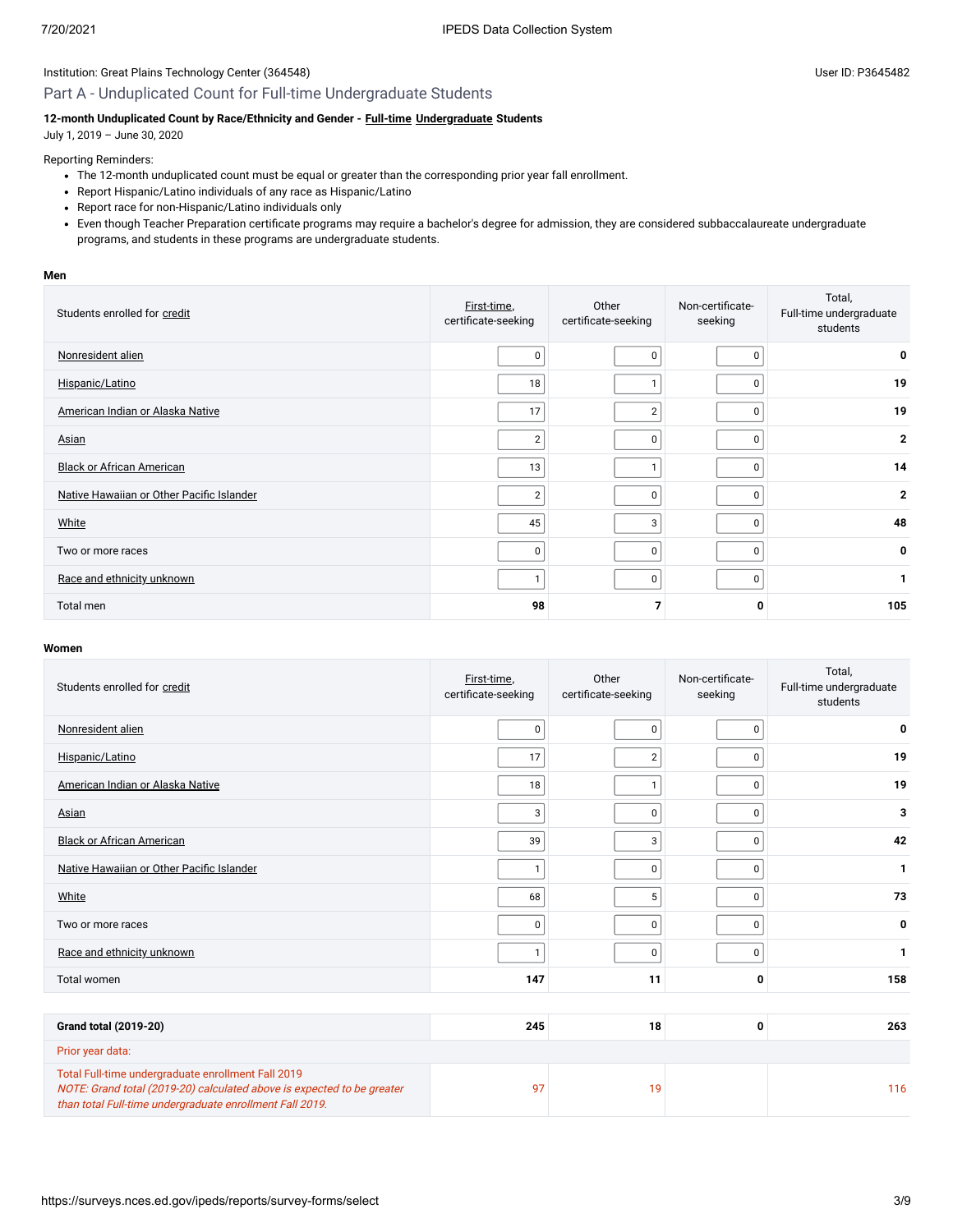Institution: Great Plains Technology Center (364548)

User ID: P3645482

## Part A - Unduplicated Count for Full-time Undergraduate Students

**12-month Unduplicated Count by Race/Ethnicity and Gender - Full-time Undergraduate Students**
July 1, 2019 – June 30, 2020

Reporting Reminders:

- The 12-month unduplicated count must be equal or greater than the corresponding prior year fall enrollment.
- Report Hispanic/Latino individuals of any race as Hispanic/Latino
- Report race for non-Hispanic/Latino individuals only
- Even though Teacher Preparation certificate programs may require a bachelor's degree for admission, they are considered subbaccalaureate undergraduate programs, and students in these programs are undergraduate students.

**Men**

| Students enrolled for credit | First-time, certificate-seeking | Other certificate-seeking | Non-certificate-seeking | Total, Full-time undergraduate students |
|---|---|---|---|---|
| Nonresident alien | 0 | 0 | 0 | **0** |
| Hispanic/Latino | 18 | 1 | 0 | **19** |
| American Indian or Alaska Native | 17 | 2 | 0 | **19** |
| Asian | 2 | 0 | 0 | **2** |
| Black or African American | 13 | 1 | 0 | **14** |
| Native Hawaiian or Other Pacific Islander | 2 | 0 | 0 | **2** |
| White | 45 | 3 | 0 | **48** |
| Two or more races | 0 | 0 | 0 | **0** |
| Race and ethnicity unknown | 1 | 0 | 0 | **1** |
| Total men | **98** | **7** | **0** | **105** |

**Women**

| Students enrolled for credit | First-time, certificate-seeking | Other certificate-seeking | Non-certificate-seeking | Total, Full-time undergraduate students |
|---|---|---|---|---|
| Nonresident alien | 0 | 0 | 0 | **0** |
| Hispanic/Latino | 17 | 2 | 0 | **19** |
| American Indian or Alaska Native | 18 | 1 | 0 | **19** |
| Asian | 3 | 0 | 0 | **3** |
| Black or African American | 39 | 3 | 0 | **42** |
| Native Hawaiian or Other Pacific Islander | 1 | 0 | 0 | **1** |
| White | 68 | 5 | 0 | **73** |
| Two or more races | 0 | 0 | 0 | **0** |
| Race and ethnicity unknown | 1 | 0 | 0 | **1** |
| Total women | **147** | **11** | **0** | **158** |

| | | | | |
|---|---|---|---|---|
| **Grand total (2019-20)** | **245** | **18** | **0** | **263** |
| Prior year data: | | | | |
| Total Full-time undergraduate enrollment Fall 2019 *NOTE: Grand total (2019-20) calculated above is expected to be greater than total Full-time undergraduate enrollment Fall 2019.* | 97 | 19 | | 116 |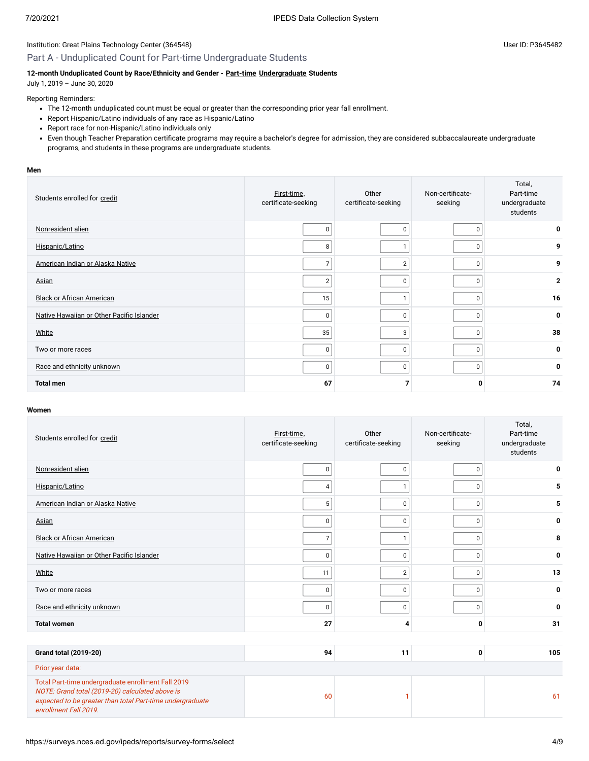Institution: Great Plains Technology Center (364548)

User ID: P3645482

## Part A - Unduplicated Count for Part-time Undergraduate Students

**12-month Unduplicated Count by Race/Ethnicity and Gender - Part-time Undergraduate Students**
July 1, 2019 – June 30, 2020

Reporting Reminders:

- The 12-month unduplicated count must be equal or greater than the corresponding prior year fall enrollment.
- Report Hispanic/Latino individuals of any race as Hispanic/Latino
- Report race for non-Hispanic/Latino individuals only
- Even though Teacher Preparation certificate programs may require a bachelor's degree for admission, they are considered subbaccalaureate undergraduate programs, and students in these programs are undergraduate students.

**Men**

| Students enrolled for credit | First-time, certificate-seeking | Other certificate-seeking | Non-certificate-seeking | Total, Part-time undergraduate students |
|---|---|---|---|---|
| Nonresident alien | 0 | 0 | 0 | **0** |
| Hispanic/Latino | 8 | 1 | 0 | **9** |
| American Indian or Alaska Native | 7 | 2 | 0 | **9** |
| Asian | 2 | 0 | 0 | **2** |
| Black or African American | 15 | 1 | 0 | **16** |
| Native Hawaiian or Other Pacific Islander | 0 | 0 | 0 | **0** |
| White | 35 | 3 | 0 | **38** |
| Two or more races | 0 | 0 | 0 | **0** |
| Race and ethnicity unknown | 0 | 0 | 0 | **0** |
| **Total men** | **67** | **7** | **0** | **74** |

**Women**

| Students enrolled for credit | First-time, certificate-seeking | Other certificate-seeking | Non-certificate-seeking | Total, Part-time undergraduate students |
|---|---|---|---|---|
| Nonresident alien | 0 | 0 | 0 | **0** |
| Hispanic/Latino | 4 | 1 | 0 | **5** |
| American Indian or Alaska Native | 5 | 0 | 0 | **5** |
| Asian | 0 | 0 | 0 | **0** |
| Black or African American | 7 | 1 | 0 | **8** |
| Native Hawaiian or Other Pacific Islander | 0 | 0 | 0 | **0** |
| White | 11 | 2 | 0 | **13** |
| Two or more races | 0 | 0 | 0 | **0** |
| Race and ethnicity unknown | 0 | 0 | 0 | **0** |
| **Total women** | **27** | **4** | **0** | **31** |

| | | | | |
|---|---|---|---|---|
| **Grand total (2019-20)** | **94** | **11** | **0** | **105** |
| Prior year data: | | | | |
| Total Part-time undergraduate enrollment Fall 2019 *NOTE: Grand total (2019-20) calculated above is expected to be greater than total Part-time undergraduate enrollment Fall 2019.* | 60 | 1 | | 61 |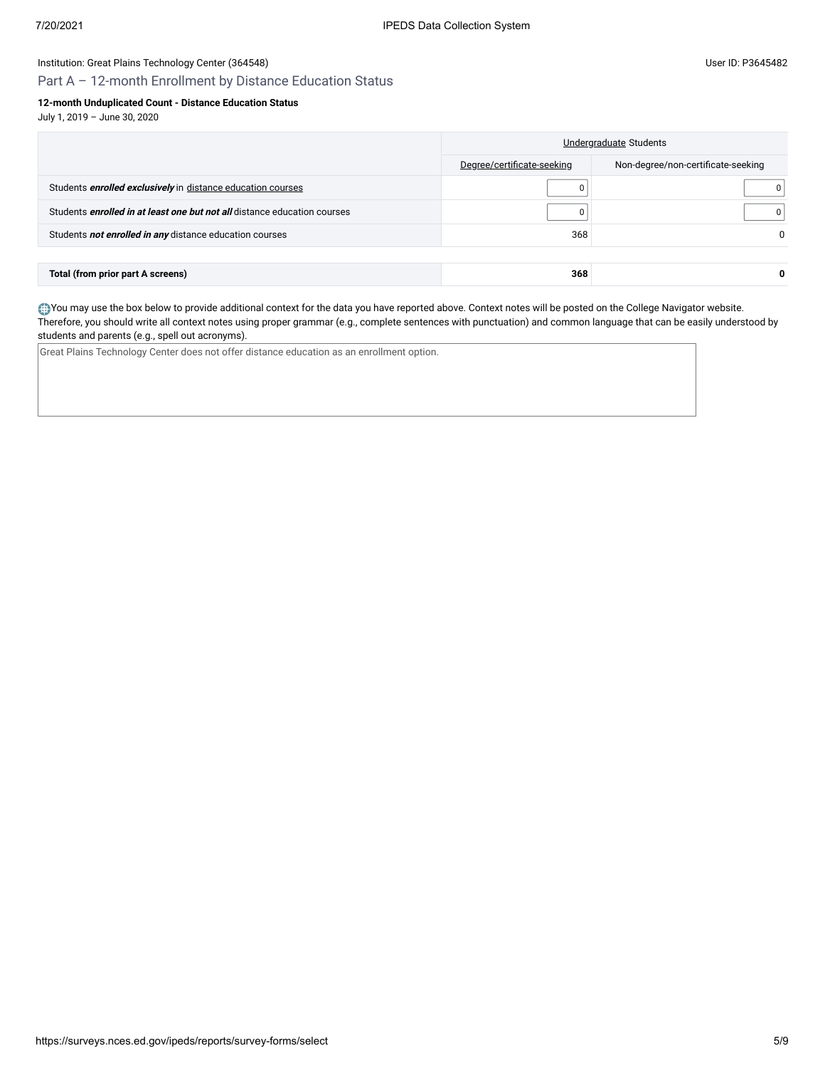Institution: Great Plains Technology Center (364548)

User ID: P3645482

## Part A – 12-month Enrollment by Distance Education Status

**12-month Unduplicated Count - Distance Education Status**

July 1, 2019 – June 30, 2020

| | Undergraduate Students | |
|---|---|---|
| | Degree/certificate-seeking | Non-degree/non-certificate-seeking |
| Students ***enrolled exclusively*** in distance education courses | 0 | 0 |
| Students ***enrolled in at least one but not all*** distance education courses | 0 | 0 |
| Students ***not enrolled in any*** distance education courses | 368 | 0 |
| **Total (from prior part A screens)** | **368** | **0** |

You may use the box below to provide additional context for the data you have reported above. Context notes will be posted on the College Navigator website. Therefore, you should write all context notes using proper grammar (e.g., complete sentences with punctuation) and common language that can be easily understood by students and parents (e.g., spell out acronyms).

Great Plains Technology Center does not offer distance education as an enrollment option.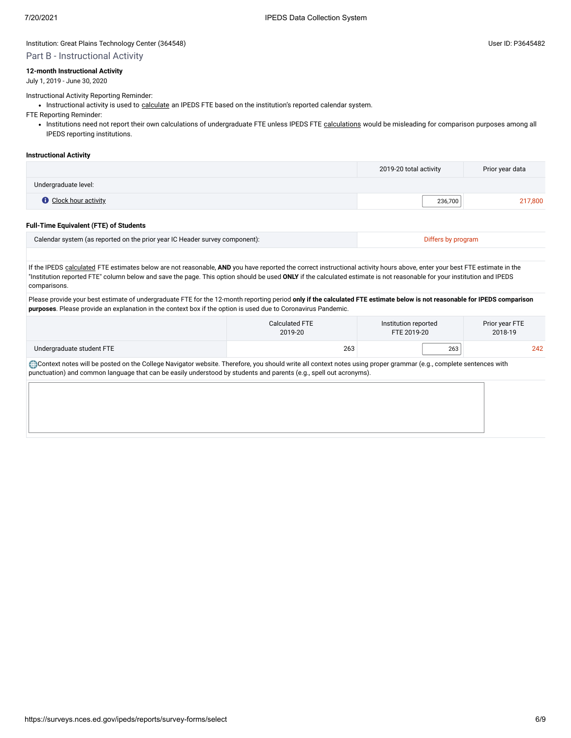Institution: Great Plains Technology Center (364548)

User ID: P3645482

## Part B - Instructional Activity

**12-month Instructional Activity**

July 1, 2019 - June 30, 2020

Instructional Activity Reporting Reminder:

- Instructional activity is used to calculate an IPEDS FTE based on the institution's reported calendar system.

FTE Reporting Reminder:

- Institutions need not report their own calculations of undergraduate FTE unless IPEDS FTE calculations would be misleading for comparison purposes among all IPEDS reporting institutions.

### Instructional Activity

| | 2019-20 total activity | Prior year data |
|---|---|---|
| Undergraduate level: | | |
| Clock hour activity | 236,700 | 217,800 |

### Full-Time Equivalent (FTE) of Students

| | |
|---|---|
| Calendar system (as reported on the prior year IC Header survey component): | Differs by program |

If the IPEDS calculated FTE estimates below are not reasonable, **AND** you have reported the correct instructional activity hours above, enter your best FTE estimate in the "Institution reported FTE" column below and save the page. This option should be used **ONLY** if the calculated estimate is not reasonable for your institution and IPEDS comparisons.

Please provide your best estimate of undergraduate FTE for the 12-month reporting period **only if the calculated FTE estimate below is not reasonable for IPEDS comparison purposes**. Please provide an explanation in the context box if the option is used due to Coronavirus Pandemic.

| | Calculated FTE 2019-20 | Institution reported FTE 2019-20 | Prior year FTE 2018-19 |
|---|---|---|---|
| Undergraduate student FTE | 263 | 263 | 242 |

Context notes will be posted on the College Navigator website. Therefore, you should write all context notes using proper grammar (e.g., complete sentences with punctuation) and common language that can be easily understood by students and parents (e.g., spell out acronyms).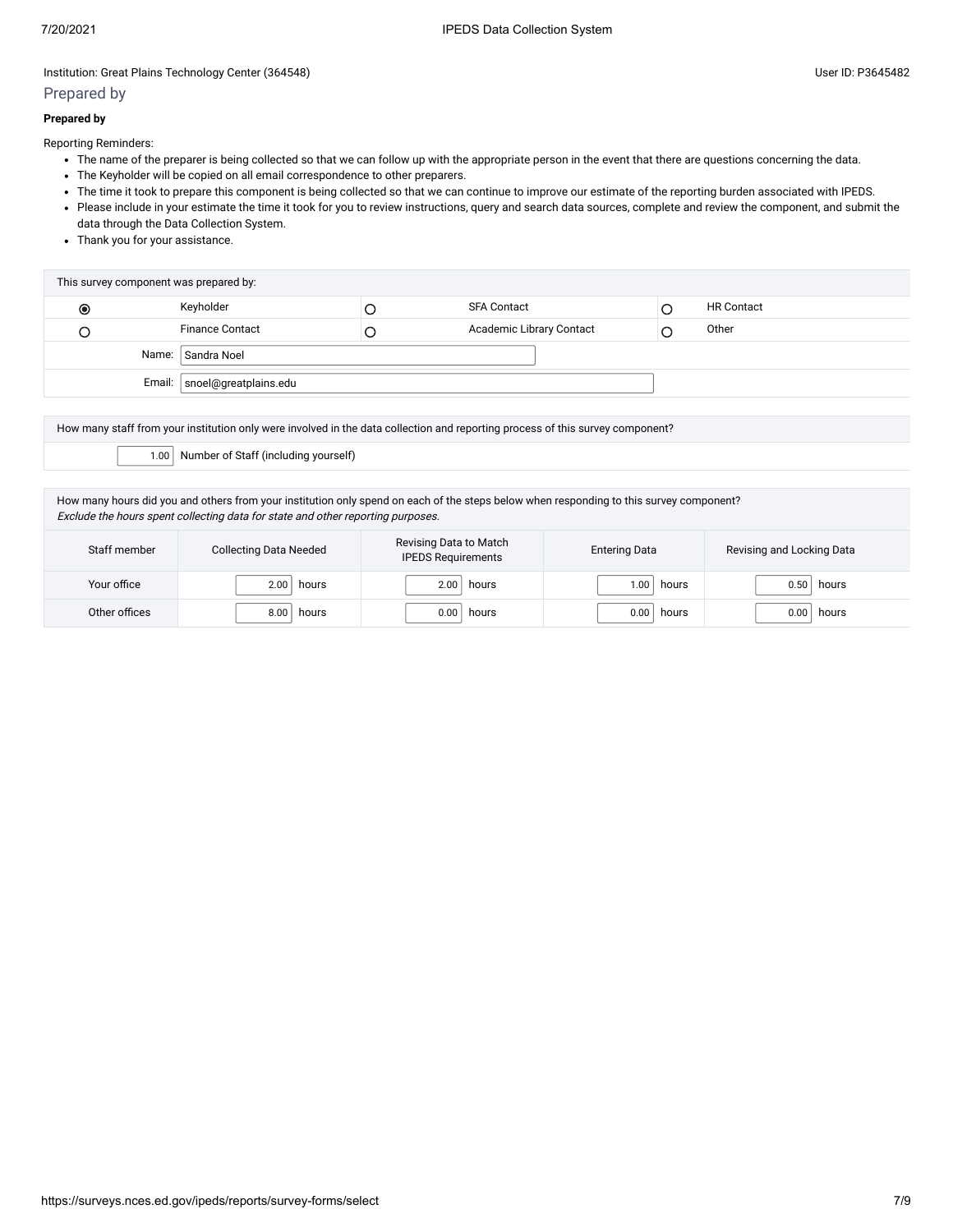Institution: Great Plains Technology Center (364548)

User ID: P3645482

## Prepared by

**Prepared by**

Reporting Reminders:

- The name of the preparer is being collected so that we can follow up with the appropriate person in the event that there are questions concerning the data.
- The Keyholder will be copied on all email correspondence to other preparers.
- The time it took to prepare this component is being collected so that we can continue to improve our estimate of the reporting burden associated with IPEDS.
- Please include in your estimate the time it took for you to review instructions, query and search data sources, complete and review the component, and submit the data through the Data Collection System.
- Thank you for your assistance.

| This survey component was prepared by: | | | | | |
|---|---|---|---|---|---|
| ◉ | Keyholder | ○ | SFA Contact | ○ | HR Contact |
| ○ | Finance Contact | ○ | Academic Library Contact | ○ | Other |
| Name: | Sandra Noel | | | | |
| Email: | snoel@greatplains.edu | | | | |

How many staff from your institution only were involved in the data collection and reporting process of this survey component?

1.00 Number of Staff (including yourself)

How many hours did you and others from your institution only spend on each of the steps below when responding to this survey component?
*Exclude the hours spent collecting data for state and other reporting purposes.*

| Staff member | Collecting Data Needed | Revising Data to Match IPEDS Requirements | Entering Data | Revising and Locking Data |
|---|---|---|---|---|
| Your office | 2.00 hours | 2.00 hours | 1.00 hours | 0.50 hours |
| Other offices | 8.00 hours | 0.00 hours | 0.00 hours | 0.00 hours |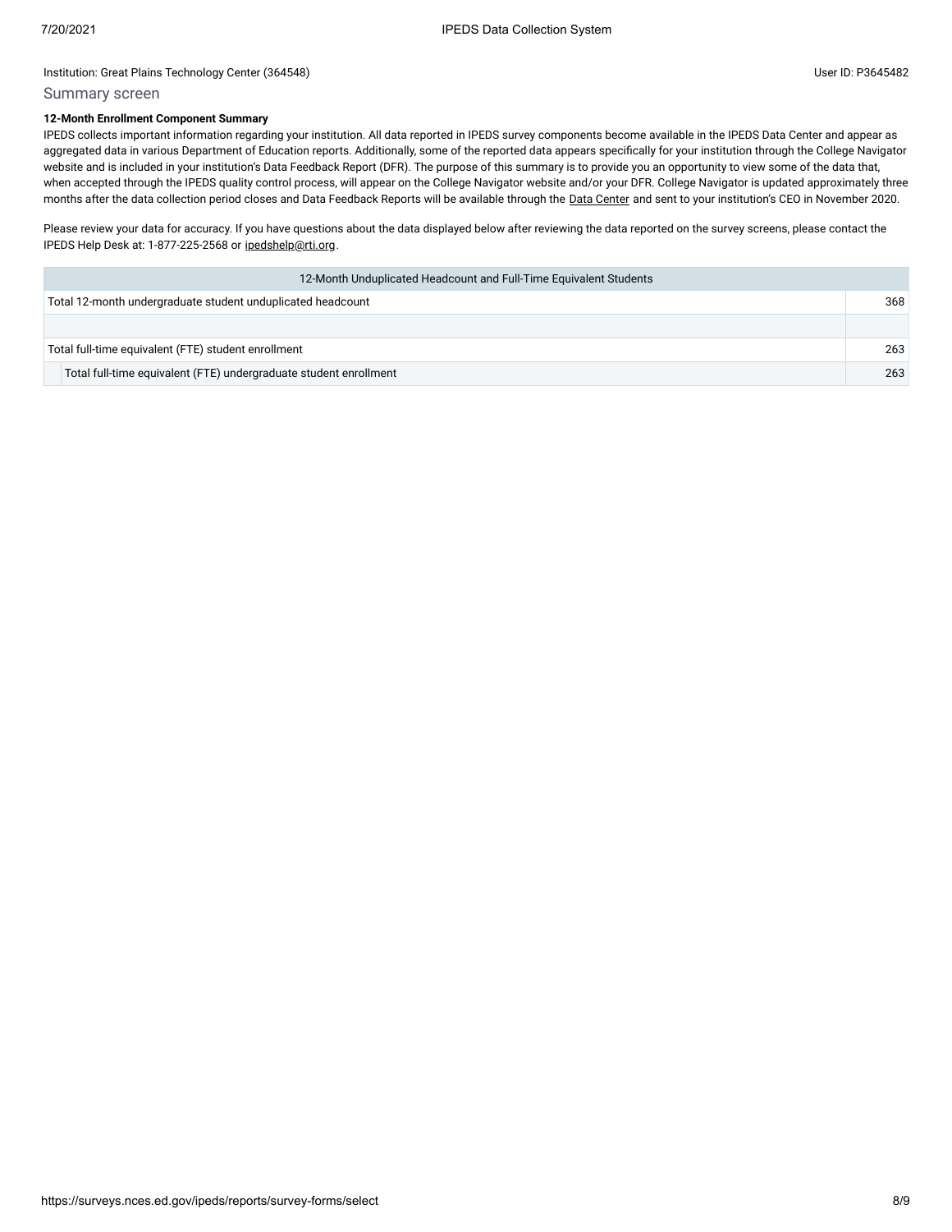Institution: Great Plains Technology Center (364548)

User ID: P3645482

## Summary screen

**12-Month Enrollment Component Summary**

IPEDS collects important information regarding your institution. All data reported in IPEDS survey components become available in the IPEDS Data Center and appear as aggregated data in various Department of Education reports. Additionally, some of the reported data appears specifically for your institution through the College Navigator website and is included in your institution's Data Feedback Report (DFR). The purpose of this summary is to provide you an opportunity to view some of the data that, when accepted through the IPEDS quality control process, will appear on the College Navigator website and/or your DFR. College Navigator is updated approximately three months after the data collection period closes and Data Feedback Reports will be available through the Data Center and sent to your institution's CEO in November 2020.

Please review your data for accuracy. If you have questions about the data displayed below after reviewing the data reported on the survey screens, please contact the IPEDS Help Desk at: 1-877-225-2568 or ipedshelp@rti.org.

| 12-Month Unduplicated Headcount and Full-Time Equivalent Students | |
|---|---|
| Total 12-month undergraduate student unduplicated headcount | 368 |
| | |
| Total full-time equivalent (FTE) student enrollment | 263 |
| Total full-time equivalent (FTE) undergraduate student enrollment | 263 |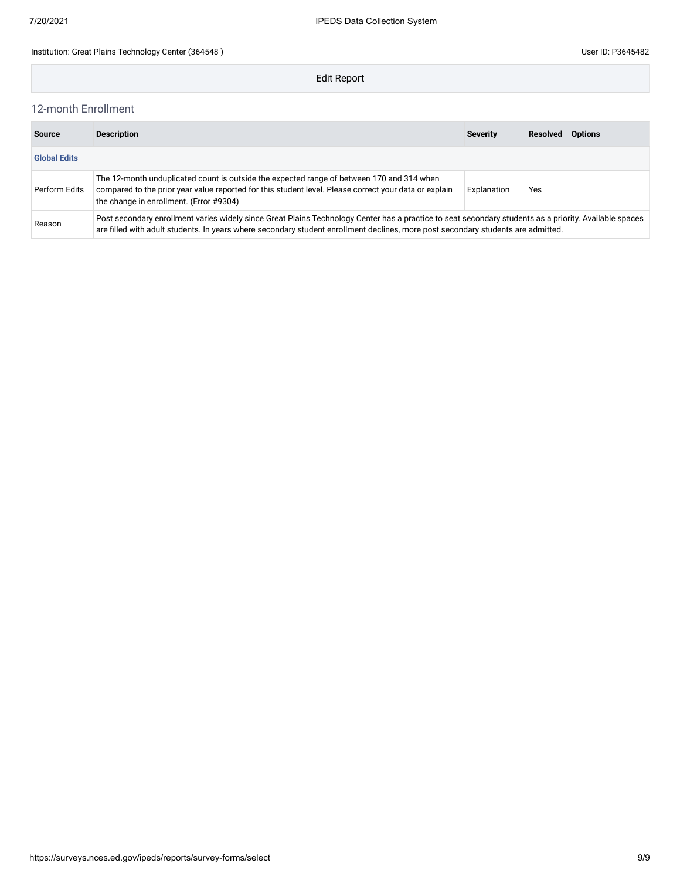Institution: Great Plains Technology Center (364548 )

User ID: P3645482

Edit Report

## 12-month Enrollment

| Source | Description | Severity | Resolved | Options |
|---|---|---|---|---|
| **Global Edits** | | | | |
| Perform Edits | The 12-month unduplicated count is outside the expected range of between 170 and 314 when compared to the prior year value reported for this student level. Please correct your data or explain the change in enrollment. (Error #9304) | Explanation | Yes | |
| Reason | Post secondary enrollment varies widely since Great Plains Technology Center has a practice to seat secondary students as a priority. Available spaces are filled with adult students. In years where secondary student enrollment declines, more post secondary students are admitted. | | | |